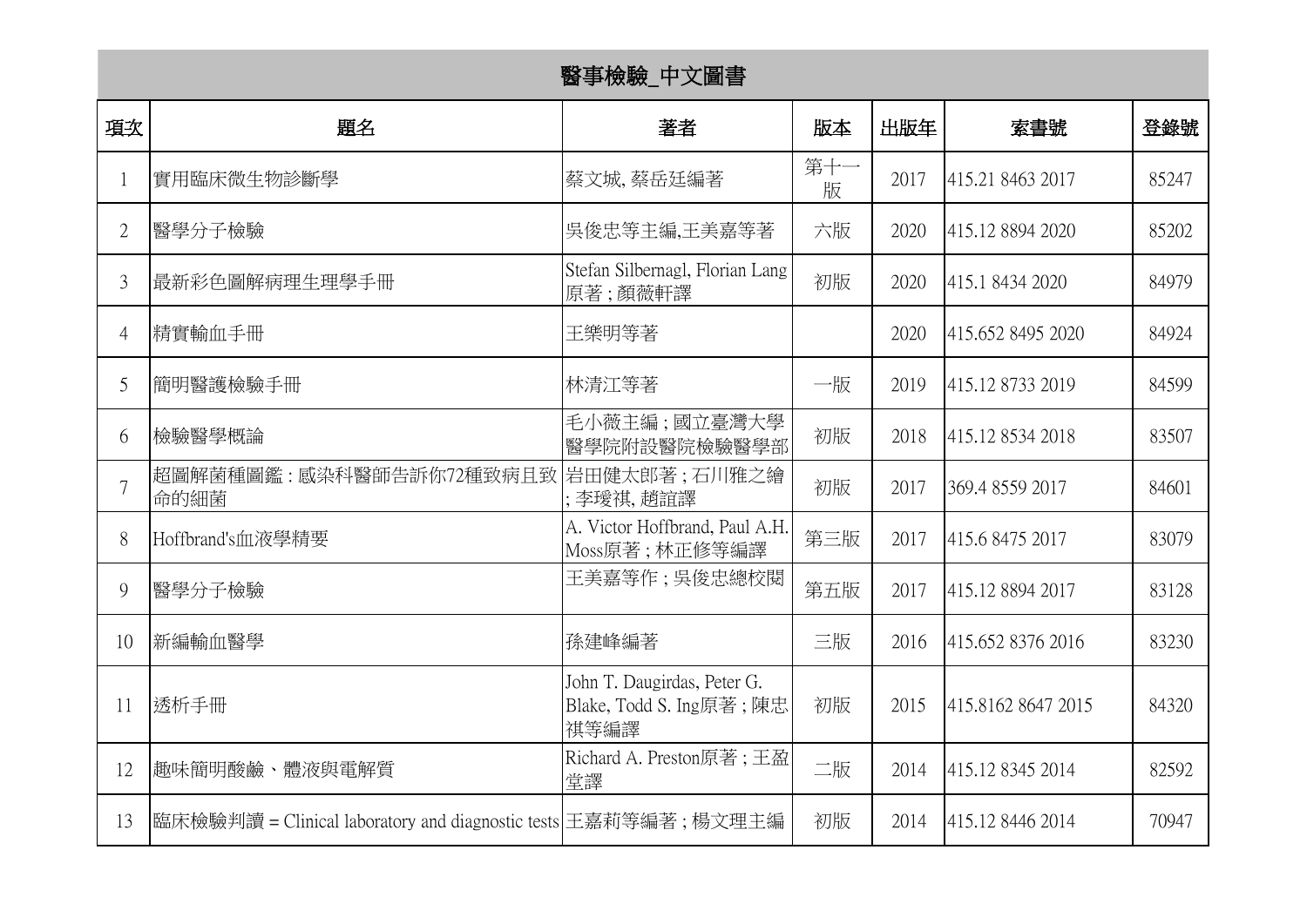# 醫事檢驗_中文圖書

| 項次 | 題名 | 著者 | 版本 | 出版年 | 索書號 | 登錄號 |
|---|---|---|---|---|---|---|
| 1 | 實用臨床微生物診斷學 | 蔡文城, 蔡岳廷編著 | 第十一版 | 2017 | 415.21 8463 2017 | 85247 |
| 2 | 醫學分子檢驗 | 吳俊忠等主編,王美嘉等著 | 六版 | 2020 | 415.12 8894 2020 | 85202 |
| 3 | 最新彩色圖解病理生理學手冊 | Stefan Silbernagl, Florian Lang原著 ; 顏薇軒譯 | 初版 | 2020 | 415.1 8434 2020 | 84979 |
| 4 | 精實輸血手冊 | 王樂明等著 | | 2020 | 415.652 8495 2020 | 84924 |
| 5 | 簡明醫護檢驗手冊 | 林清江等著 | 一版 | 2019 | 415.12 8733 2019 | 84599 |
| 6 | 檢驗醫學概論 | 毛小薇主編 ; 國立臺灣大學醫學院附設醫院檢驗醫學部 | 初版 | 2018 | 415.12 8534 2018 | 83507 |
| 7 | 超圖解菌種圖鑑 : 感染科醫師告訴你72種致病且致命的細菌 | 岩田健太郎著 ; 石川雅之繪 ; 李瑷祺, 趙誼譯 | 初版 | 2017 | 369.4 8559 2017 | 84601 |
| 8 | Hoffbrand's血液學精要 | A. Victor Hoffbrand, Paul A.H. Moss原著 ; 林正修等編譯 | 第三版 | 2017 | 415.6 8475 2017 | 83079 |
| 9 | 醫學分子檢驗 | 王美嘉等作 ; 吳俊忠總校閱 | 第五版 | 2017 | 415.12 8894 2017 | 83128 |
| 10 | 新編輸血醫學 | 孫建峰編著 | 三版 | 2016 | 415.652 8376 2016 | 83230 |
| 11 | 透析手冊 | John T. Daugirdas, Peter G. Blake, Todd S. Ing原著 ; 陳忠祺等編譯 | 初版 | 2015 | 415.8162 8647 2015 | 84320 |
| 12 | 趣味簡明酸鹼、體液與電解質 | Richard A. Preston原著 ; 王盈堂譯 | 二版 | 2014 | 415.12 8345 2014 | 82592 |
| 13 | 臨床檢驗判讀 = Clinical laboratory and diagnostic tests | 王嘉莉等編著 ; 楊文理主編 | 初版 | 2014 | 415.12 8446 2014 | 70947 |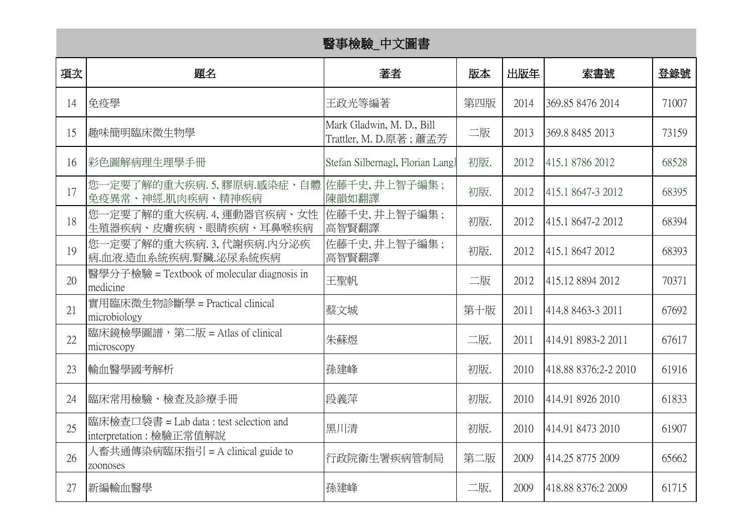| 醫事檢驗_中文圖書 | | | | | | |
|---|---|---|---|---|---|---|
| 項次 | 題名 | 著者 | 版本 | 出版年 | 索書號 | 登錄號 |
| 14 | 免疫學 | 王政光等編著 | 第四版 | 2014 | 369.85 8476 2014 | 71007 |
| 15 | 趣味簡明臨床微生物學 | Mark Gladwin, M. D., Bill Trattler, M. D.原著 ; 蕭孟芳 | 二版 | 2013 | 369.8 8485 2013 | 73159 |
| 16 | 彩色圖解病理生理學手冊 | Stefan Silbernagl, Florian Lang | 初版. | 2012 | 415.1 8786 2012 | 68528 |
| 17 | 您一定要了解的重大疾病. 5, 膠原病.感染症、自體免疫異常、神經.肌肉疾病、精神疾病 | 佐藤千史, 井上智子編集 ; 陳韻如翻譯 | 初版. | 2012 | 415.1 8647-3 2012 | 68395 |
| 18 | 您一定要了解的重大疾病. 4, 運動器官疾病、女性生殖器疾病、皮膚疾病、眼睛疾病、耳鼻喉疾病 | 佐藤千史, 井上智子編集 ; 高智賢翻譯 | 初版. | 2012 | 415.1 8647-2 2012 | 68394 |
| 19 | 您一定要了解的重大疾病. 3, 代謝疾病.內分泌疾病.血液.造血系統疾病.腎臟.泌尿系統疾病 | 佐藤千史, 井上智子編集 ; 高智賢翻譯 | 初版. | 2012 | 415.1 8647 2012 | 68393 |
| 20 | 醫學分子檢驗 = Textbook of molecular diagnosis in medicine | 王聖帆 | 二版 | 2012 | 415.12 8894 2012 | 70371 |
| 21 | 實用臨床微生物診斷學 = Practical clinical microbiology | 蔡文城 | 第十版 | 2011 | 414.8 8463-3 2011 | 67692 |
| 22 | 臨床鏡檢學圖譜，第二版 = Atlas of clinical microscopy | 朱蘇煜 | 二版. | 2011 | 414.91 8983-2 2011 | 67617 |
| 23 | 輸血醫學國考解析 | 孫建峰 | 初版. | 2010 | 418.88 8376:2-2 2010 | 61916 |
| 24 | 臨床常用檢驗、檢查及診療手冊 | 段義萍 | 初版. | 2010 | 414.91 8926 2010 | 61833 |
| 25 | 臨床檢查口袋書 = Lab data : test selection and interpretation : 檢驗正常值解說 | 黑川清 | 初版. | 2010 | 414.91 8473 2010 | 61907 |
| 26 | 人畜共通傳染病臨床指引 = A clinical guide to zoonoses | 行政院衛生署疾病管制局 | 第二版 | 2009 | 414.25 8775 2009 | 65662 |
| 27 | 新編輸血醫學 | 孫建峰 | 二版. | 2009 | 418.88 8376:2 2009 | 61715 |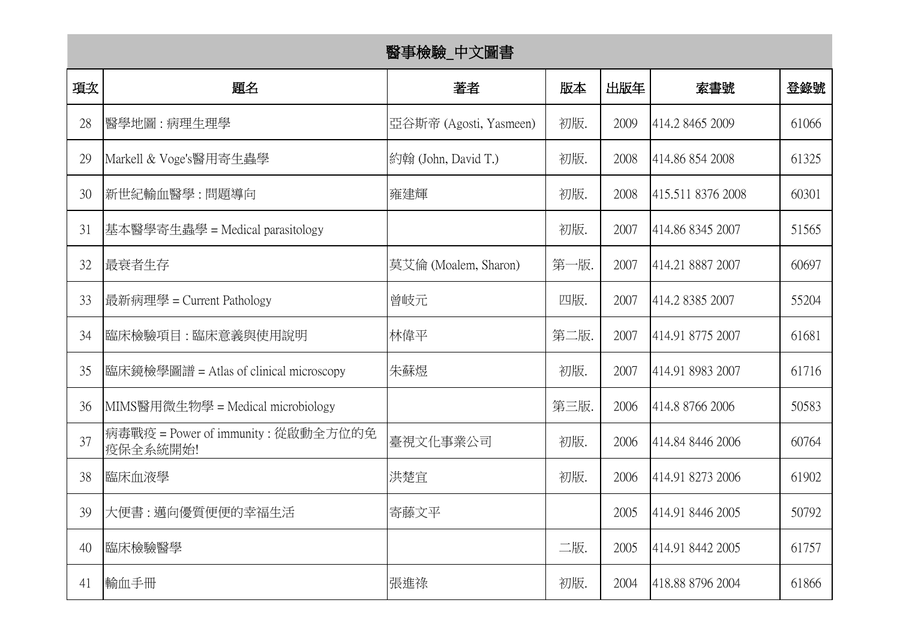| 醫事檢驗_中文圖書 | | | | | | |
|---|---|---|---|---|---|---|
| 項次 | 題名 | 著者 | 版本 | 出版年 | 索書號 | 登錄號 |
| 28 | 醫學地圖 : 病理生理學 | 亞谷斯帝 (Agosti, Yasmeen) | 初版. | 2009 | 414.2 8465 2009 | 61066 |
| 29 | Markell & Voge's醫用寄生蟲學 | 約翰 (John, David T.) | 初版. | 2008 | 414.86 854 2008 | 61325 |
| 30 | 新世紀輸血醫學 : 問題導向 | 雍建輝 | 初版. | 2008 | 415.511 8376 2008 | 60301 |
| 31 | 基本醫學寄生蟲學 = Medical parasitology | | 初版. | 2007 | 414.86 8345 2007 | 51565 |
| 32 | 最衰者生存 | 莫艾倫 (Moalem, Sharon) | 第一版. | 2007 | 414.21 8887 2007 | 60697 |
| 33 | 最新病理學 = Current Pathology | 曾岐元 | 四版. | 2007 | 414.2 8385 2007 | 55204 |
| 34 | 臨床檢驗項目 : 臨床意義與使用說明 | 林偉平 | 第二版. | 2007 | 414.91 8775 2007 | 61681 |
| 35 | 臨床鏡檢學圖譜 = Atlas of clinical microscopy | 朱蘇煜 | 初版. | 2007 | 414.91 8983 2007 | 61716 |
| 36 | MIMS醫用微生物學 = Medical microbiology | | 第三版. | 2006 | 414.8 8766 2006 | 50583 |
| 37 | 病毒戰疫 = Power of immunity : 從啟動全方位的免疫保全系統開始! | 臺視文化事業公司 | 初版. | 2006 | 414.84 8446 2006 | 60764 |
| 38 | 臨床血液學 | 洪楚宜 | 初版. | 2006 | 414.91 8273 2006 | 61902 |
| 39 | 大便書 : 邁向優質便便的幸福生活 | 寄藤文平 | | 2005 | 414.91 8446 2005 | 50792 |
| 40 | 臨床檢驗醫學 | | 二版. | 2005 | 414.91 8442 2005 | 61757 |
| 41 | 輸血手冊 | 張進祿 | 初版. | 2004 | 418.88 8796 2004 | 61866 |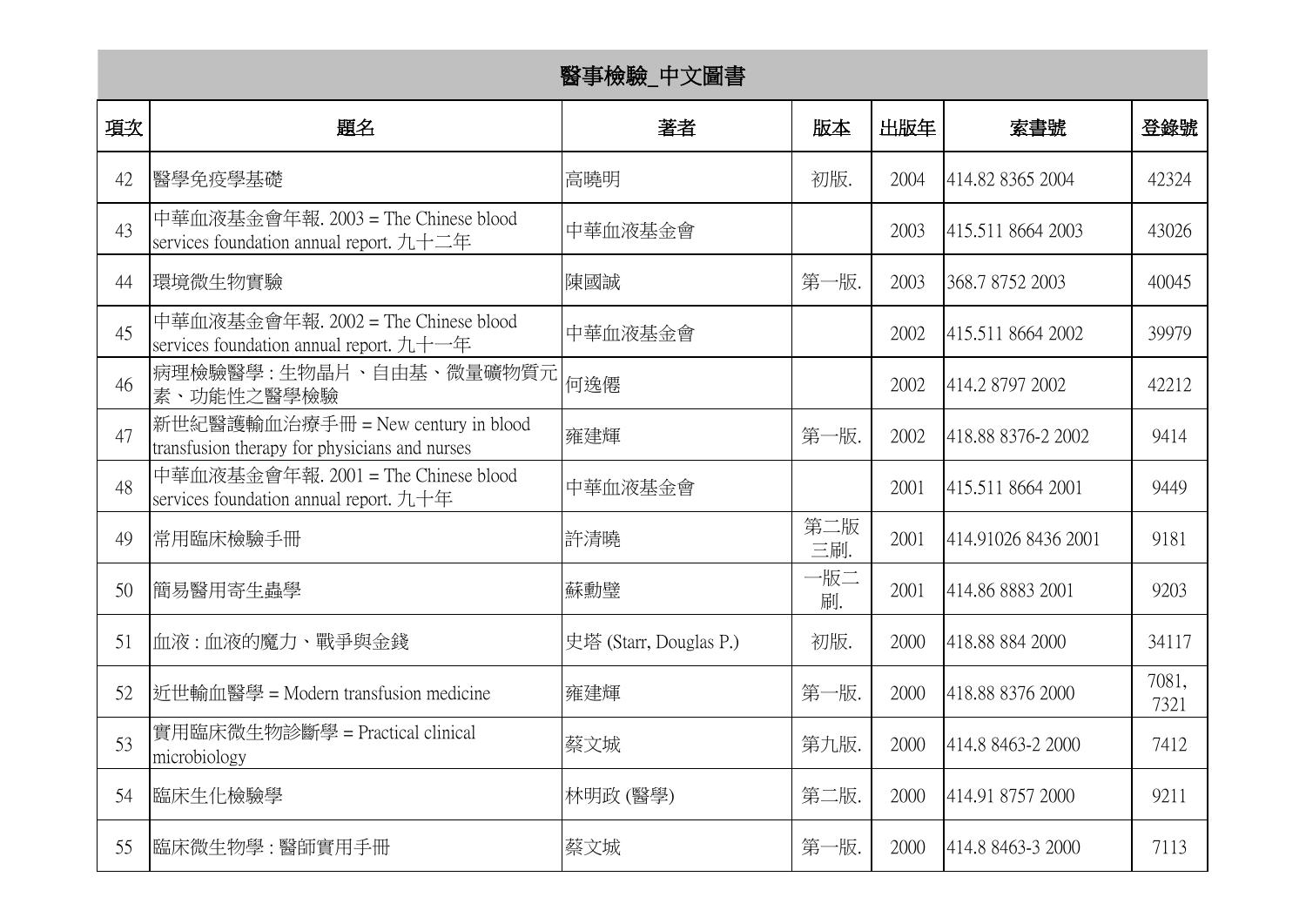## 醫事檢驗_中文圖書

| 項次 | 題名 | 著者 | 版本 | 出版年 | 索書號 | 登錄號 |
|---|---|---|---|---|---|---|
| 42 | 醫學免疫學基礎 | 高曉明 | 初版. | 2004 | 414.82 8365 2004 | 42324 |
| 43 | 中華血液基金會年報. 2003 = The Chinese blood services foundation annual report. 九十二年 | 中華血液基金會 | | 2003 | 415.511 8664 2003 | 43026 |
| 44 | 環境微生物實驗 | 陳國誠 | 第一版. | 2003 | 368.7 8752 2003 | 40045 |
| 45 | 中華血液基金會年報. 2002 = The Chinese blood services foundation annual report. 九十一年 | 中華血液基金會 | | 2002 | 415.511 8664 2002 | 39979 |
| 46 | 病理檢驗醫學 : 生物晶片、自由基、微量礦物質元素、功能性之醫學檢驗 | 何逸僊 | | 2002 | 414.2 8797 2002 | 42212 |
| 47 | 新世紀醫護輸血治療手冊 = New century in blood transfusion therapy for physicians and nurses | 雍建輝 | 第一版. | 2002 | 418.88 8376-2 2002 | 9414 |
| 48 | 中華血液基金會年報. 2001 = The Chinese blood services foundation annual report. 九十年 | 中華血液基金會 | | 2001 | 415.511 8664 2001 | 9449 |
| 49 | 常用臨床檢驗手冊 | 許清曉 | 第二版三刷. | 2001 | 414.91026 8436 2001 | 9181 |
| 50 | 簡易醫用寄生蟲學 | 蘇勳璧 | 一版二刷. | 2001 | 414.86 8883 2001 | 9203 |
| 51 | 血液 : 血液的魔力、戰爭與金錢 | 史塔 (Starr, Douglas P.) | 初版. | 2000 | 418.88 884 2000 | 34117 |
| 52 | 近世輸血醫學 = Modern transfusion medicine | 雍建輝 | 第一版. | 2000 | 418.88 8376 2000 | 7081, 7321 |
| 53 | 實用臨床微生物診斷學 = Practical clinical microbiology | 蔡文城 | 第九版. | 2000 | 414.8 8463-2 2000 | 7412 |
| 54 | 臨床生化檢驗學 | 林明政 (醫學) | 第二版. | 2000 | 414.91 8757 2000 | 9211 |
| 55 | 臨床微生物學 : 醫師實用手冊 | 蔡文城 | 第一版. | 2000 | 414.8 8463-3 2000 | 7113 |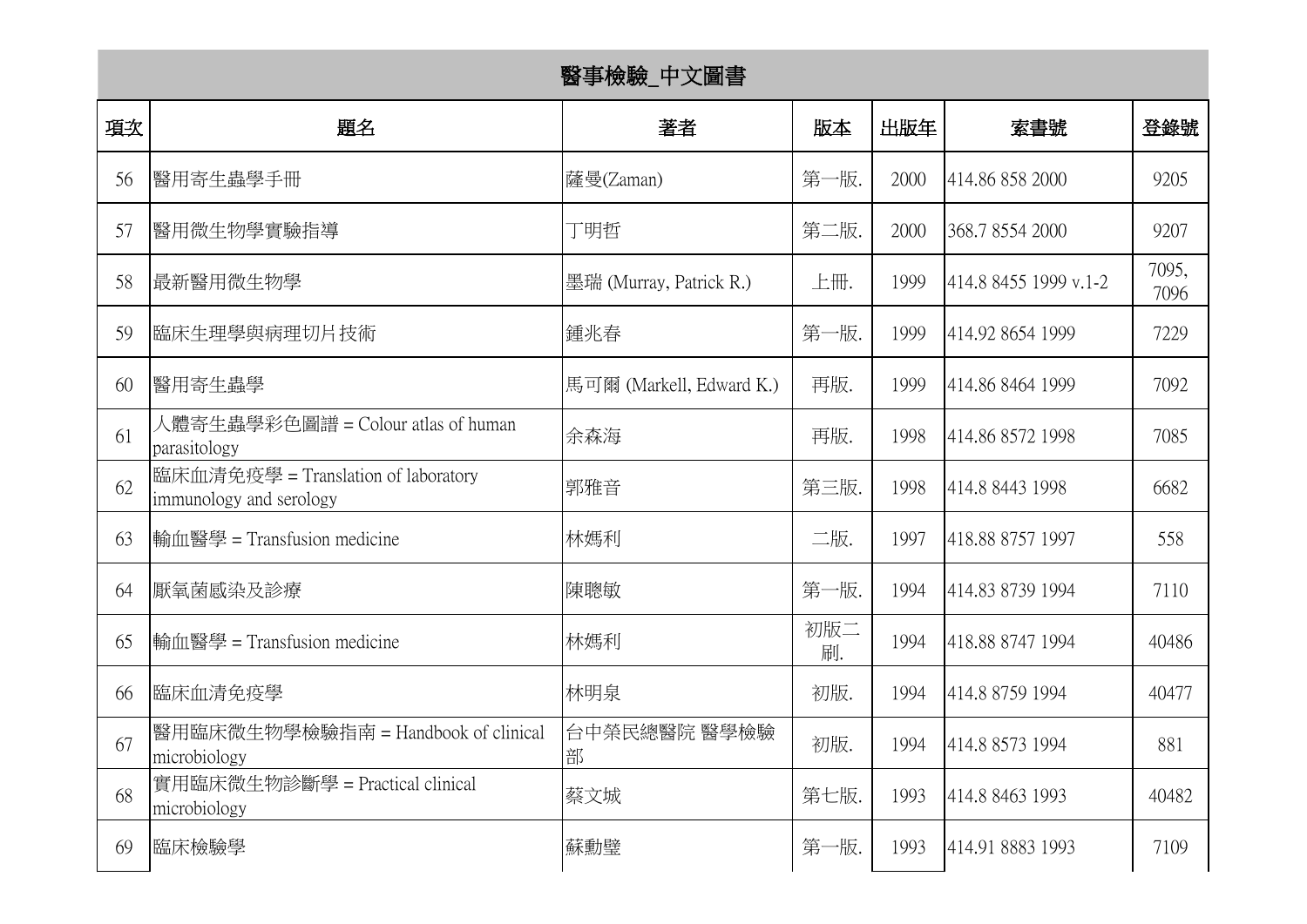## 醫事檢驗_中文圖書

| 項次 | 題名 | 著者 | 版本 | 出版年 | 索書號 | 登錄號 |
|---|---|---|---|---|---|---|
| 56 | 醫用寄生蟲學手冊 | 薩曼(Zaman) | 第一版. | 2000 | 414.86 858 2000 | 9205 |
| 57 | 醫用微生物學實驗指導 | 丁明哲 | 第二版. | 2000 | 368.7 8554 2000 | 9207 |
| 58 | 最新醫用微生物學 | 墨瑞 (Murray, Patrick R.) | 上冊. | 1999 | 414.8 8455 1999 v.1-2 | 7095, 7096 |
| 59 | 臨床生理學與病理切片技術 | 鍾兆春 | 第一版. | 1999 | 414.92 8654 1999 | 7229 |
| 60 | 醫用寄生蟲學 | 馬可爾 (Markell, Edward K.) | 再版. | 1999 | 414.86 8464 1999 | 7092 |
| 61 | 人體寄生蟲學彩色圖譜 = Colour atlas of human parasitology | 余森海 | 再版. | 1998 | 414.86 8572 1998 | 7085 |
| 62 | 臨床血清免疫學 = Translation of laboratory immunology and serology | 郭雅音 | 第三版. | 1998 | 414.8 8443 1998 | 6682 |
| 63 | 輸血醫學 = Transfusion medicine | 林嫣利 | 二版. | 1997 | 418.88 8757 1997 | 558 |
| 64 | 厭氧菌感染及診療 | 陳聰敏 | 第一版. | 1994 | 414.83 8739 1994 | 7110 |
| 65 | 輸血醫學 = Transfusion medicine | 林嫣利 | 初版二刷. | 1994 | 418.88 8747 1994 | 40486 |
| 66 | 臨床血清免疫學 | 林明泉 | 初版. | 1994 | 414.8 8759 1994 | 40477 |
| 67 | 醫用臨床微生物學檢驗指南 = Handbook of clinical microbiology | 台中榮民總醫院 醫學檢驗部 | 初版. | 1994 | 414.8 8573 1994 | 881 |
| 68 | 實用臨床微生物診斷學 = Practical clinical microbiology | 蔡文城 | 第七版. | 1993 | 414.8 8463 1993 | 40482 |
| 69 | 臨床檢驗學 | 蘇勳璧 | 第一版. | 1993 | 414.91 8883 1993 | 7109 |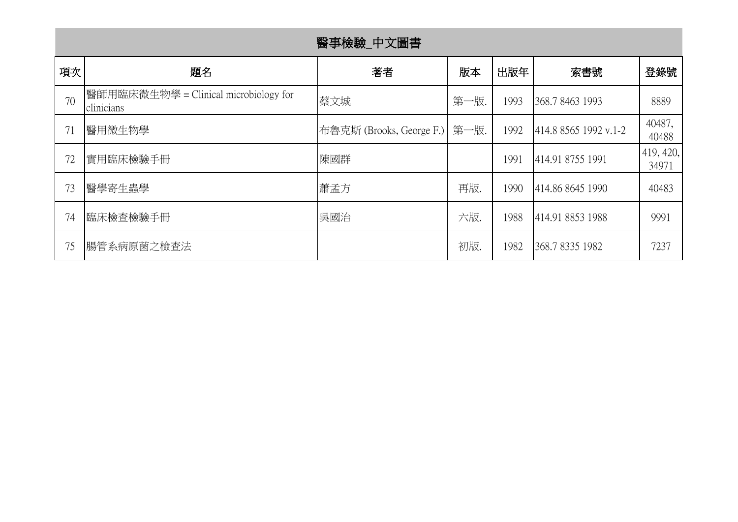# 醫事檢驗_中文圖書

| 項次 | 題名 | 著者 | 版本 | 出版年 | 索書號 | 登錄號 |
|---|---|---|---|---|---|---|
| 70 | 醫師用臨床微生物學 = Clinical microbiology for clinicians | 蔡文城 | 第一版. | 1993 | 368.7 8463 1993 | 8889 |
| 71 | 醫用微生物學 | 布魯克斯 (Brooks, George F.) | 第一版. | 1992 | 414.8 8565 1992 v.1-2 | 40487, 40488 |
| 72 | 實用臨床檢驗手冊 | 陳國群 | | 1991 | 414.91 8755 1991 | 419, 420, 34971 |
| 73 | 醫學寄生蟲學 | 蕭孟方 | 再版. | 1990 | 414.86 8645 1990 | 40483 |
| 74 | 臨床檢查檢驗手冊 | 吳國治 | 六版. | 1988 | 414.91 8853 1988 | 9991 |
| 75 | 腸管系病原菌之檢查法 | | 初版. | 1982 | 368.7 8335 1982 | 7237 |